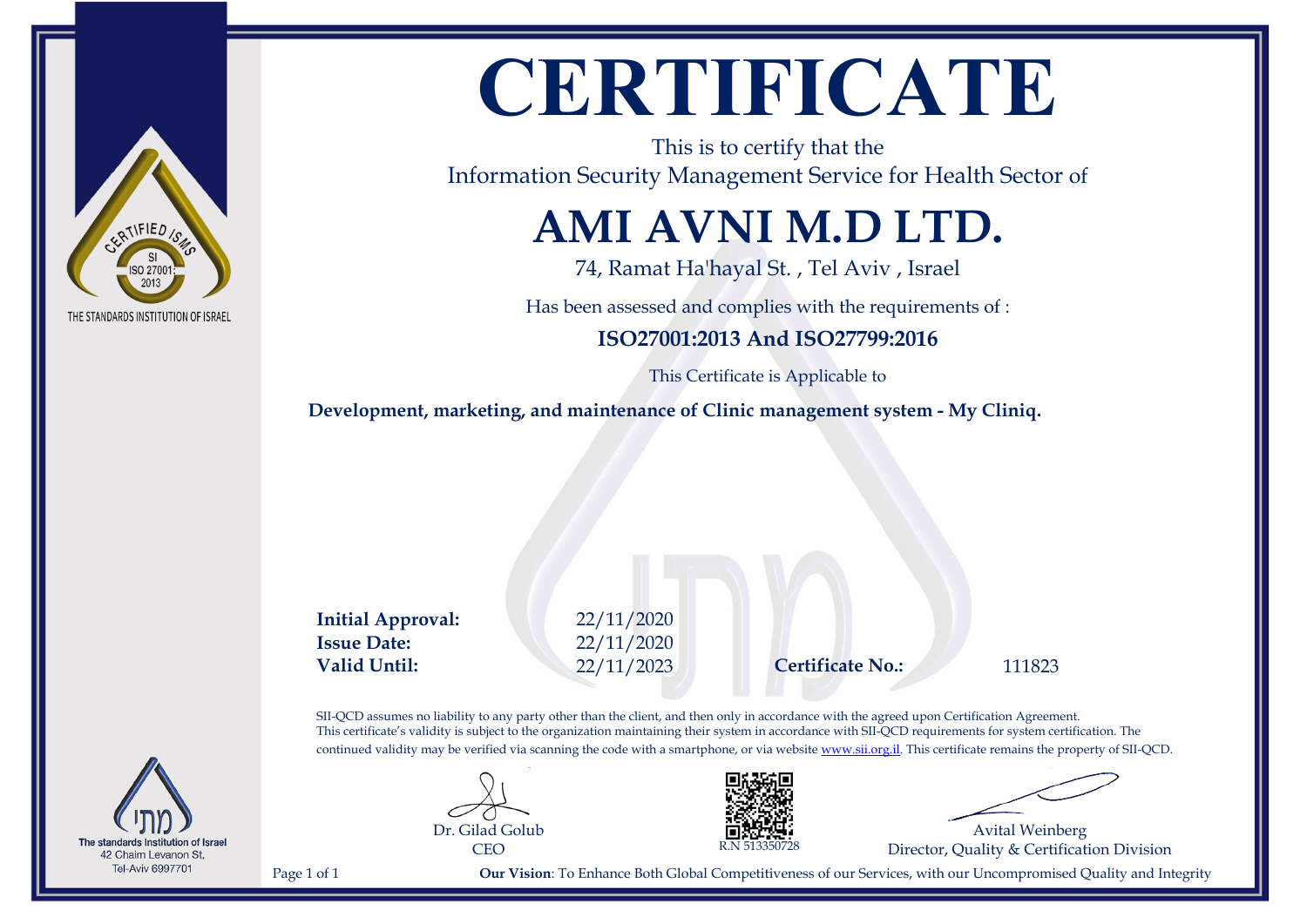CERTIFIED ISMS
SI
ISO 27001:
2013

THE STANDARDS INSTITUTION OF ISRAEL

# CERTIFICATE

This is to certify that the
Information Security Management Service for Health Sector of

## AMI AVNI M.D LTD.

74, Ramat Ha'hayal St. , Tel Aviv , Israel

Has been assessed and complies with the requirements of :

**ISO27001:2013 And ISO27799:2016**

This Certificate is Applicable to

**Development, marketing, and maintenance of Clinic management system - My Cliniq.**

**Initial Approval:** 22/11/2020
**Issue Date:** 22/11/2020
**Valid Until:** 22/11/2023

**Certificate No.:** 111823

SII-QCD assumes no liability to any party other than the client, and then only in accordance with the agreed upon Certification Agreement.
This certificate's validity is subject to the organization maintaining their system in accordance with SII-QCD requirements for system certification. The continued validity may be verified via scanning the code with a smartphone, or via website www.sii.org.il. This certificate remains the property of SII-QCD.

Dr. Gilad Golub
CEO

R.N 513350728

Avital Weinberg
Director, Quality & Certification Division

מתי
The standards Institution of Israel
42 Chaim Levanon St,
Tel-Aviv 6997701

**Our Vision**: To Enhance Both Global Competitiveness of our Services, with our Uncompromised Quality and Integrity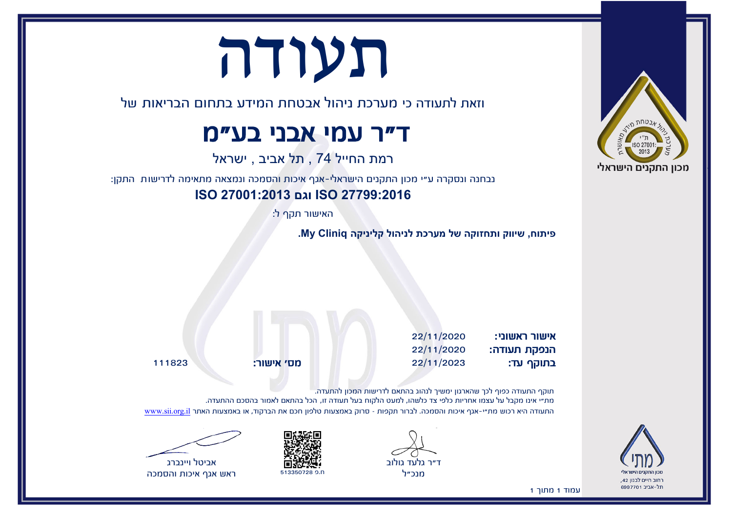# תעודה

וזאת לתעודה כי מערכת ניהול אבטחת המידע בתחום הבריאות של

## ד"ר עמי אבני בע"מ

רמת החייל 74 , תל אביב , ישראל

נבחנה ונסקרה ע"י מכון התקנים הישראלי-אגף איכות והסמכה ונמצאה מתאימה לדרישות התקן:

**ISO 27799:2016 וגם ISO 27001:2013**

האישור תקף ל:

**פיתוח, שיווק ותחזוקה של מערכת לניהול קליניקה My Cliniq.**

**אישור ראשוני:** 22/11/2020

**הנפקת תעודה:** 22/11/2020

**בתוקף עד:** 22/11/2023

**מס' אישור:** 111823

תוקף התעודה כפוף לכך שהארגון ימשיך לנהוג בהתאם לדרישות המכון להתעודה.

מת"י אינו מקבל על עצמו אחריות כלפי צד כלשהו, למעט הלקוח בעל תעודה זו, הכל בהתאם לאמור בהסכם ההתעודה.

התעודה היא רכוש מת"י-אגף איכות והסמכה. לברור תקפות - סרוק באמצעות טלפון חכם את הברקוד, או באמצעות האתר www.sii.org.il

ד"ר גלעד גולוב
מנכ"ל

ח.פ 513350728

אביטל ויינברג
ראש אגף איכות והסמכה

מכון התקנים הישראלי
רחוב חיים לבנון 42,
תל-אביב 6997701